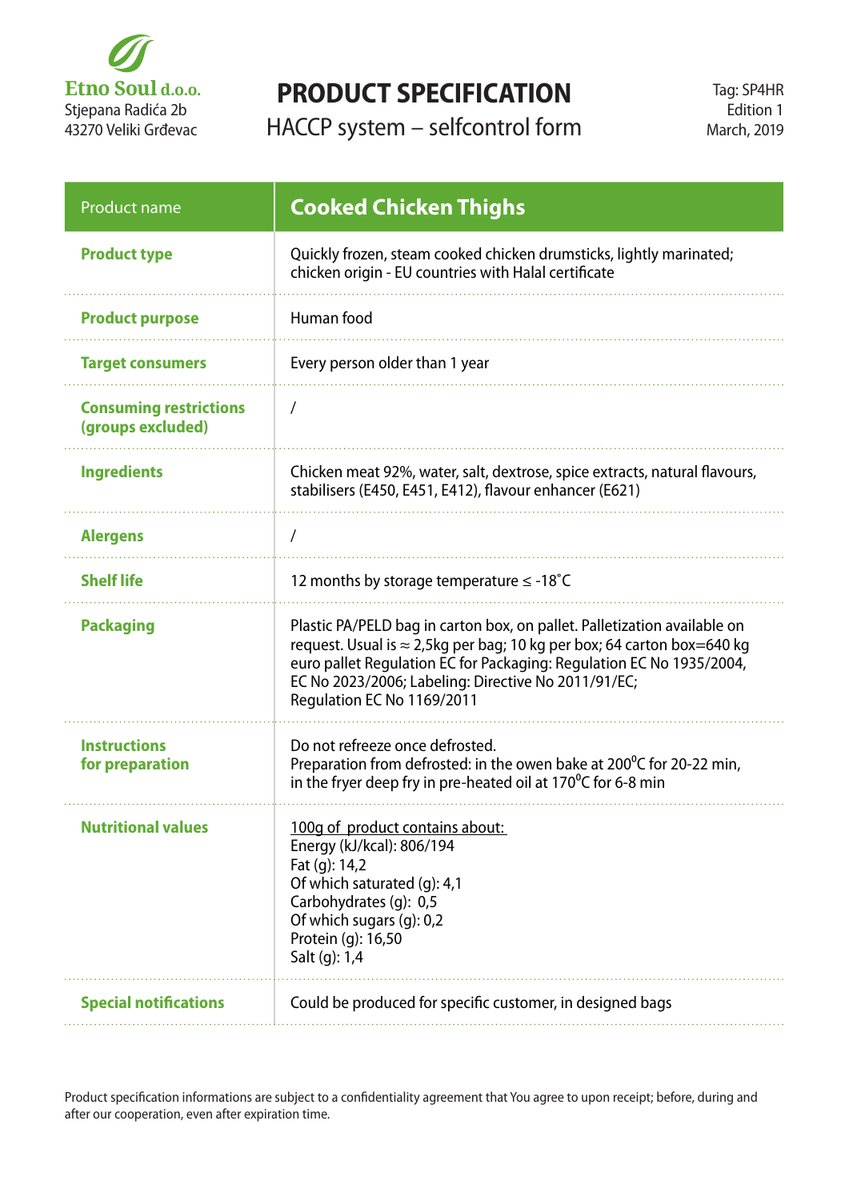**Etno Soul d.o.o.**
Stjepana Radića 2b
43270 Veliki Grđevac

# PRODUCT SPECIFICATION

## HACCP system – selfcontrol form

Tag: SP4HR
Edition 1
March, 2019

| Product name | **Cooked Chicken Thighs** |
|---|---|
| **Product type** | Quickly frozen, steam cooked chicken drumsticks, lightly marinated; chicken origin - EU countries with Halal certificate |
| **Product purpose** | Human food |
| **Target consumers** | Every person older than 1 year |
| **Consuming restrictions (groups excluded)** | / |
| **Ingredients** | Chicken meat 92%, water, salt, dextrose, spice extracts, natural flavours, stabilisers (E450, E451, E412), flavour enhancer (E621) |
| **Alergens** | / |
| **Shelf life** | 12 months by storage temperature ≤ -18˚C |
| **Packaging** | Plastic PA/PELD bag in carton box, on pallet. Palletization available on request. Usual is ≈ 2,5kg per bag; 10 kg per box; 64 carton box=640 kg euro pallet Regulation EC for Packaging: Regulation EC No 1935/2004, EC No 2023/2006; Labeling: Directive No 2011/91/EC; Regulation EC No 1169/2011 |
| **Instructions for preparation** | Do not refreeze once defrosted. Preparation from defrosted: in the owen bake at 200⁰C for 20-22 min, in the fryer deep fry in pre-heated oil at 170⁰C for 6-8 min |
| **Nutritional values** | 100g of product contains about:<br>Energy (kJ/kcal): 806/194<br>Fat (g): 14,2<br>Of which saturated (g): 4,1<br>Carbohydrates (g): 0,5<br>Of which sugars (g): 0,2<br>Protein (g): 16,50<br>Salt (g): 1,4 |
| **Special notifications** | Could be produced for specific customer, in designed bags |

Product specification informations are subject to a confidentiality agreement that You agree to upon receipt; before, during and after our cooperation, even after expiration time.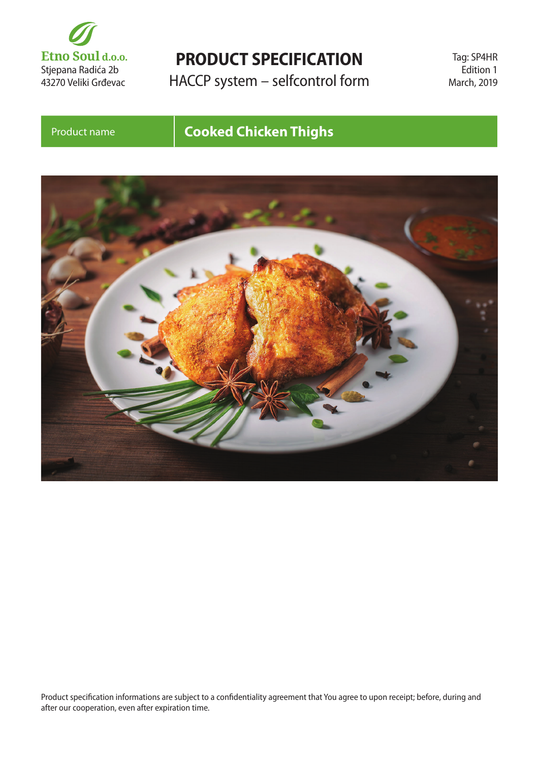Etno Soul d.o.o.
Stjepana Radića 2b
43270 Veliki Grđevac

# PRODUCT SPECIFICATION

HACCP system – selfcontrol form

Tag: SP4HR
Edition 1
March, 2019

| Product name | **Cooked Chicken Thighs** |
|---|---|

Product specification informations are subject to a confidentiality agreement that You agree to upon receipt; before, during and after our cooperation, even after expiration time.